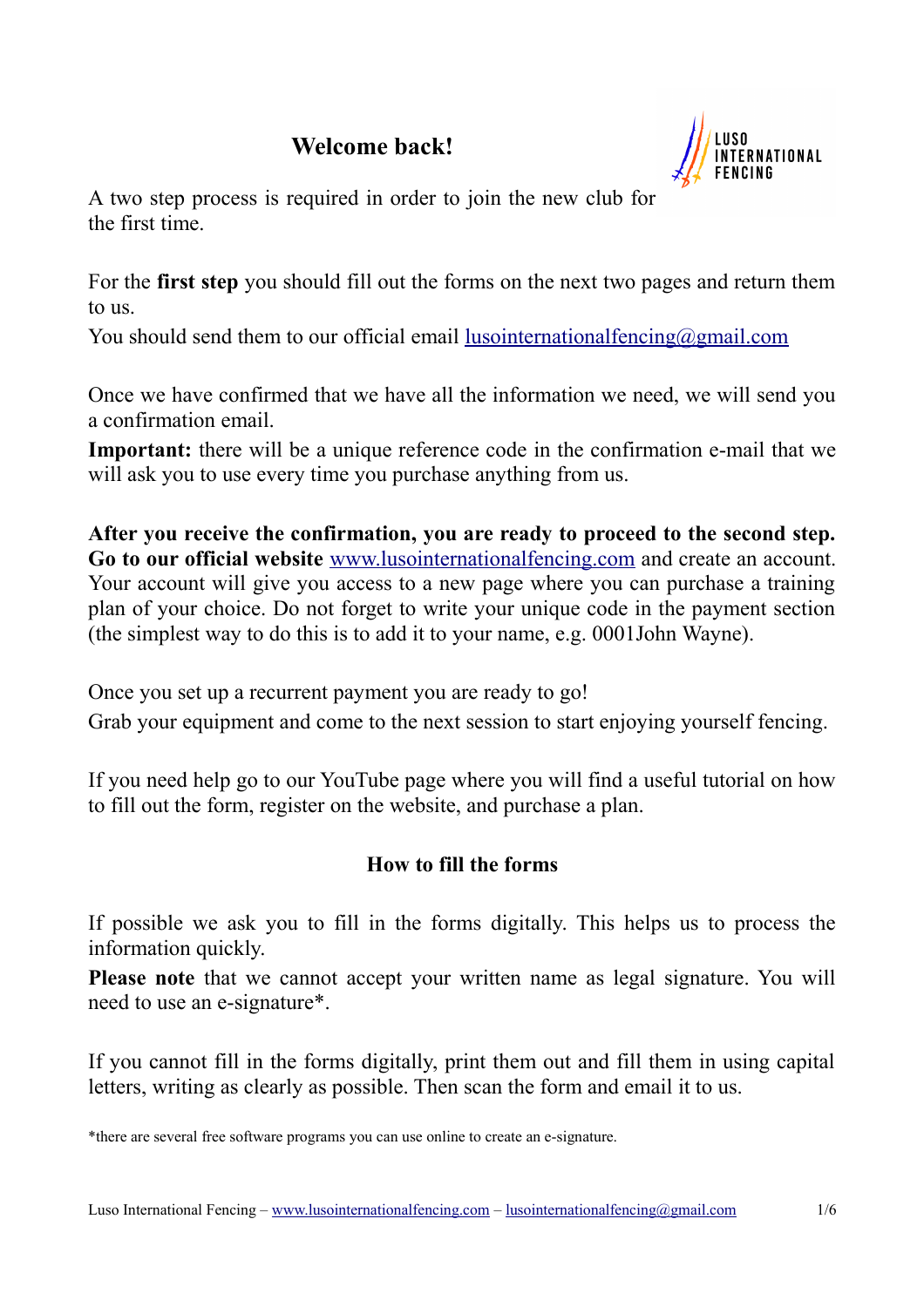# Welcome back!

A two step process is required in order to join the new club for the first time.

For the **first step** you should fill out the forms on the next two pages and return them to us.

You should send them to our official email lusointernationalfencing@gmail.com

Once we have confirmed that we have all the information we need, we will send you a confirmation email.

**Important:** there will be a unique reference code in the confirmation e-mail that we will ask you to use every time you purchase anything from us.

**After you receive the confirmation, you are ready to proceed to the second step. Go to our official website** www.lusointernationalfencing.com and create an account. Your account will give you access to a new page where you can purchase a training plan of your choice. Do not forget to write your unique code in the payment section (the simplest way to do this is to add it to your name, e.g. 0001John Wayne).

Once you set up a recurrent payment you are ready to go!

Grab your equipment and come to the next session to start enjoying yourself fencing.

If you need help go to our YouTube page where you will find a useful tutorial on how to fill out the form, register on the website, and purchase a plan.

## How to fill the forms

If possible we ask you to fill in the forms digitally. This helps us to process the information quickly.

**Please note** that we cannot accept your written name as legal signature. You will need to use an e-signature*.

If you cannot fill in the forms digitally, print them out and fill them in using capital letters, writing as clearly as possible. Then scan the form and email it to us.

*there are several free software programs you can use online to create an e-signature.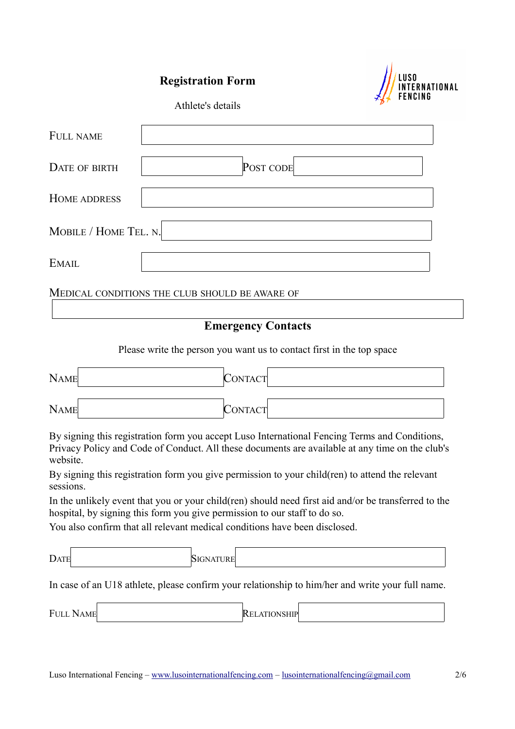# Registration Form

Athlete's details

| | |
|---|---|
| FULL NAME | |
| DATE OF BIRTH | POST CODE |
| HOME ADDRESS | |
| MOBILE / HOME TEL. N. | |
| EMAIL | |

MEDICAL CONDITIONS THE CLUB SHOULD BE AWARE OF

## Emergency Contacts

Please write the person you want us to contact first in the top space

| NAME | | CONTACT | |
|---|---|---|---|
| NAME | | CONTACT | |

By signing this registration form you accept Luso International Fencing Terms and Conditions, Privacy Policy and Code of Conduct. All these documents are available at any time on the club's website.

By signing this registration form you give permission to your child(ren) to attend the relevant sessions.

In the unlikely event that you or your child(ren) should need first aid and/or be transferred to the hospital, by signing this form you give permission to our staff to do so.

You also confirm that all relevant medical conditions have been disclosed.

| DATE | | SIGNATURE | |
|---|---|---|---|

In case of an U18 athlete, please confirm your relationship to him/her and write your full name.

| FULL NAME | | RELATIONSHIP | |
|---|---|---|---|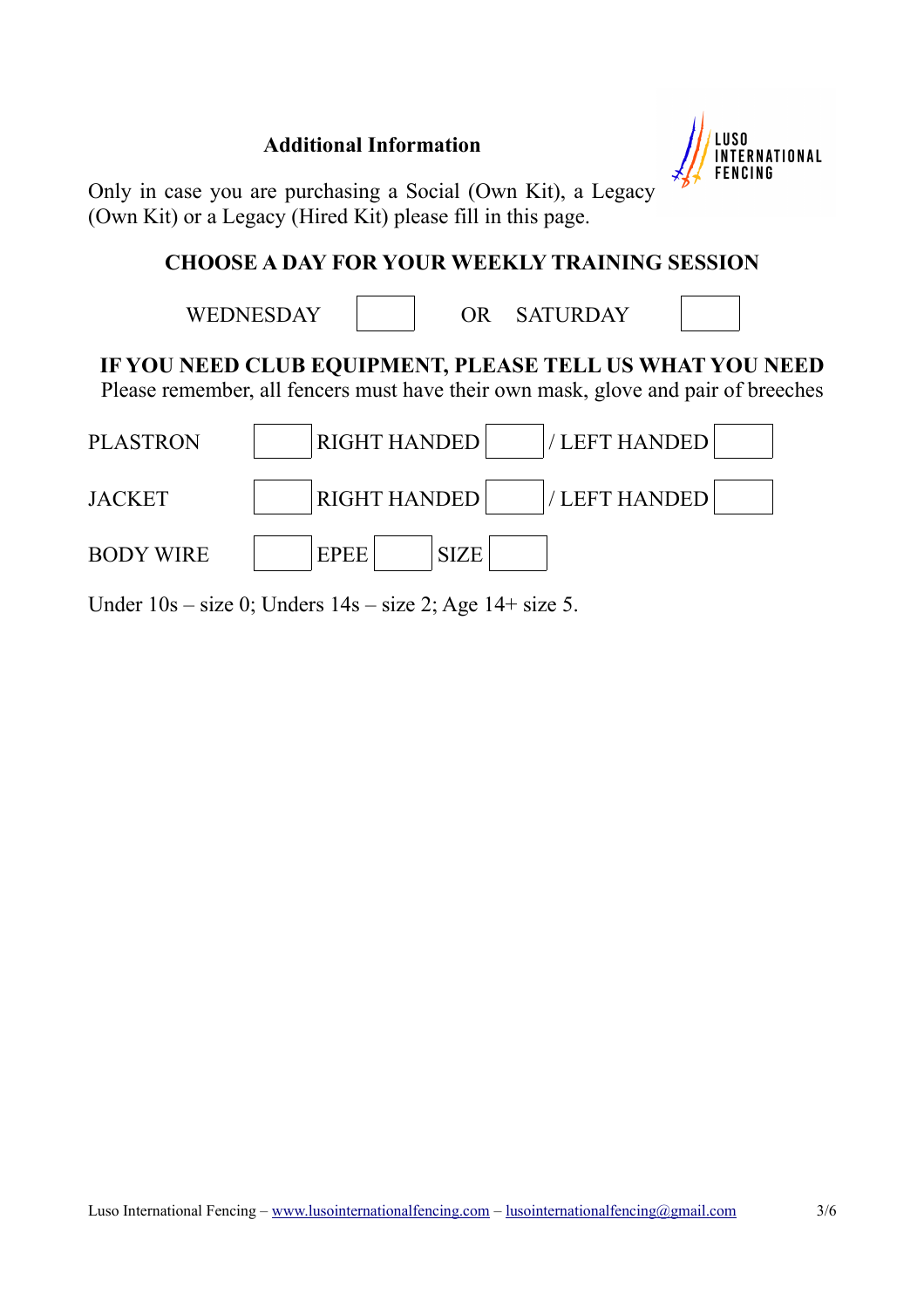## Additional Information

Only in case you are purchasing a Social (Own Kit), a Legacy (Own Kit) or a Legacy (Hired Kit) please fill in this page.

### CHOOSE A DAY FOR YOUR WEEKLY TRAINING SESSION

WEDNESDAY ☐ OR SATURDAY ☐

### IF YOU NEED CLUB EQUIPMENT, PLEASE TELL US WHAT YOU NEED

Please remember, all fencers must have their own mask, glove and pair of breeches

| | | | | | | |
|---|---|---|---|---|---|---|
| PLASTRON | ☐ | RIGHT HANDED | ☐ | / LEFT HANDED | ☐ |
| JACKET | ☐ | RIGHT HANDED | ☐ | / LEFT HANDED | ☐ |
| BODY WIRE | ☐ | EPEE | ☐ | SIZE | ☐ |

Under 10s – size 0; Unders 14s – size 2; Age 14+ size 5.

Luso International Fencing – www.lusointernationalfencing.com – lusointernationalfencing@gmail.com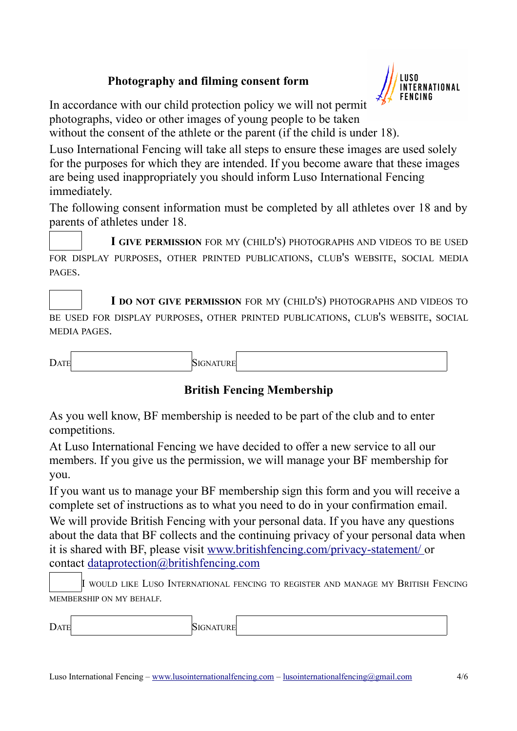## Photography and filming consent form

In accordance with our child protection policy we will not permit photographs, video or other images of young people to be taken without the consent of the athlete or the parent (if the child is under 18).

Luso International Fencing will take all steps to ensure these images are used solely for the purposes for which they are intended. If you become aware that these images are being used inappropriately you should inform Luso International Fencing immediately.

The following consent information must be completed by all athletes over 18 and by parents of athletes under 18.

☐ **I GIVE PERMISSION** FOR MY (CHILD'S) PHOTOGRAPHS AND VIDEOS TO BE USED FOR DISPLAY PURPOSES, OTHER PRINTED PUBLICATIONS, CLUB'S WEBSITE, SOCIAL MEDIA PAGES.

☐ **I DO NOT GIVE PERMISSION** FOR MY (CHILD'S) PHOTOGRAPHS AND VIDEOS TO BE USED FOR DISPLAY PURPOSES, OTHER PRINTED PUBLICATIONS, CLUB'S WEBSITE, SOCIAL MEDIA PAGES.

DATE ____________________ SIGNATURE ____________________

## British Fencing Membership

As you well know, BF membership is needed to be part of the club and to enter competitions.

At Luso International Fencing we have decided to offer a new service to all our members. If you give us the permission, we will manage your BF membership for you.

If you want us to manage your BF membership sign this form and you will receive a complete set of instructions as to what you need to do in your confirmation email.

We will provide British Fencing with your personal data. If you have any questions about the data that BF collects and the continuing privacy of your personal data when it is shared with BF, please visit www.britishfencing.com/privacy-statement/ or contact dataprotection@britishfencing.com

☐ I WOULD LIKE LUSO INTERNATIONAL FENCING TO REGISTER AND MANAGE MY BRITISH FENCING MEMBERSHIP ON MY BEHALF.

DATE ____________________ SIGNATURE ____________________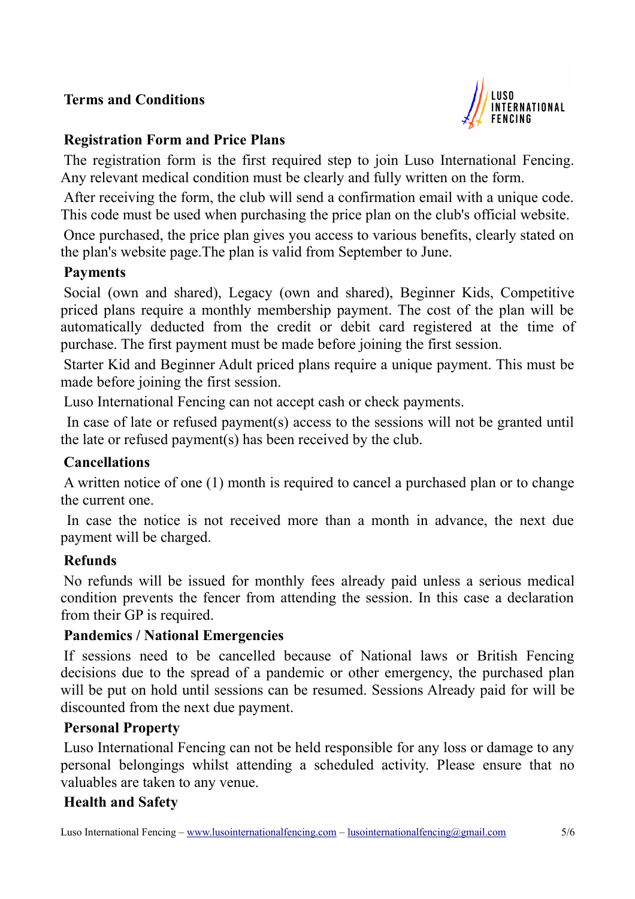## Terms and Conditions

### Registration Form and Price Plans

The registration form is the first required step to join Luso International Fencing. Any relevant medical condition must be clearly and fully written on the form.

After receiving the form, the club will send a confirmation email with a unique code. This code must be used when purchasing the price plan on the club's official website.

Once purchased, the price plan gives you access to various benefits, clearly stated on the plan's website page.The plan is valid from September to June.

### Payments

Social (own and shared), Legacy (own and shared), Beginner Kids, Competitive priced plans require a monthly membership payment. The cost of the plan will be automatically deducted from the credit or debit card registered at the time of purchase. The first payment must be made before joining the first session.

Starter Kid and Beginner Adult priced plans require a unique payment. This must be made before joining the first session.

Luso International Fencing can not accept cash or check payments.

In case of late or refused payment(s) access to the sessions will not be granted until the late or refused payment(s) has been received by the club.

### Cancellations

A written notice of one (1) month is required to cancel a purchased plan or to change the current one.

In case the notice is not received more than a month in advance, the next due payment will be charged.

### Refunds

No refunds will be issued for monthly fees already paid unless a serious medical condition prevents the fencer from attending the session. In this case a declaration from their GP is required.

### Pandemics / National Emergencies

If sessions need to be cancelled because of National laws or British Fencing decisions due to the spread of a pandemic or other emergency, the purchased plan will be put on hold until sessions can be resumed. Sessions Already paid for will be discounted from the next due payment.

### Personal Property

Luso International Fencing can not be held responsible for any loss or damage to any personal belongings whilst attending a scheduled activity. Please ensure that no valuables are taken to any venue.

### Health and Safety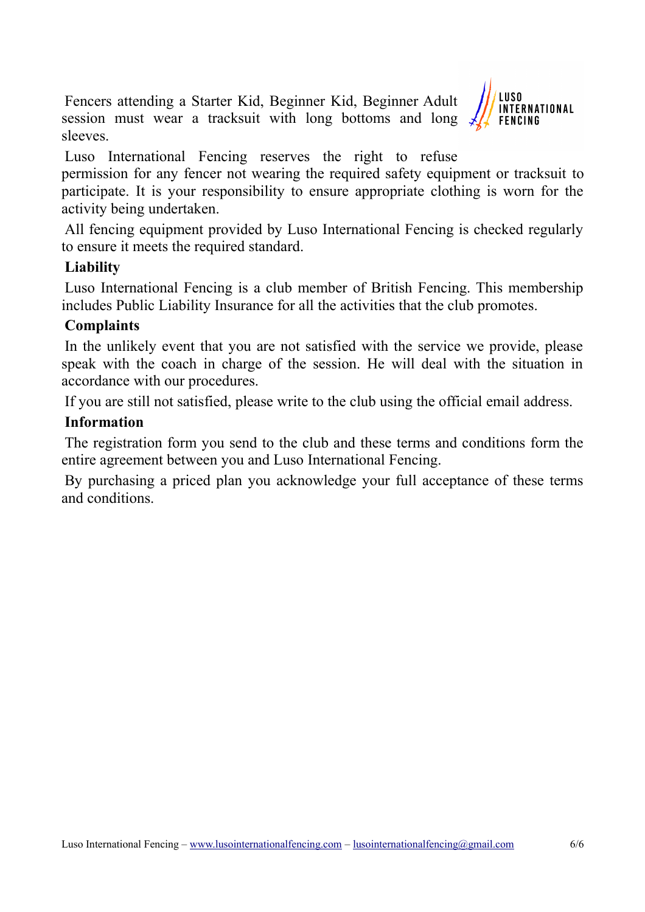Fencers attending a Starter Kid, Beginner Kid, Beginner Adult session must wear a tracksuit with long bottoms and long sleeves.

Luso International Fencing reserves the right to refuse permission for any fencer not wearing the required safety equipment or tracksuit to participate. It is your responsibility to ensure appropriate clothing is worn for the activity being undertaken.

All fencing equipment provided by Luso International Fencing is checked regularly to ensure it meets the required standard.

**Liability**

Luso International Fencing is a club member of British Fencing. This membership includes Public Liability Insurance for all the activities that the club promotes.

**Complaints**

In the unlikely event that you are not satisfied with the service we provide, please speak with the coach in charge of the session. He will deal with the situation in accordance with our procedures.

If you are still not satisfied, please write to the club using the official email address.

**Information**

The registration form you send to the club and these terms and conditions form the entire agreement between you and Luso International Fencing.

By purchasing a priced plan you acknowledge your full acceptance of these terms and conditions.